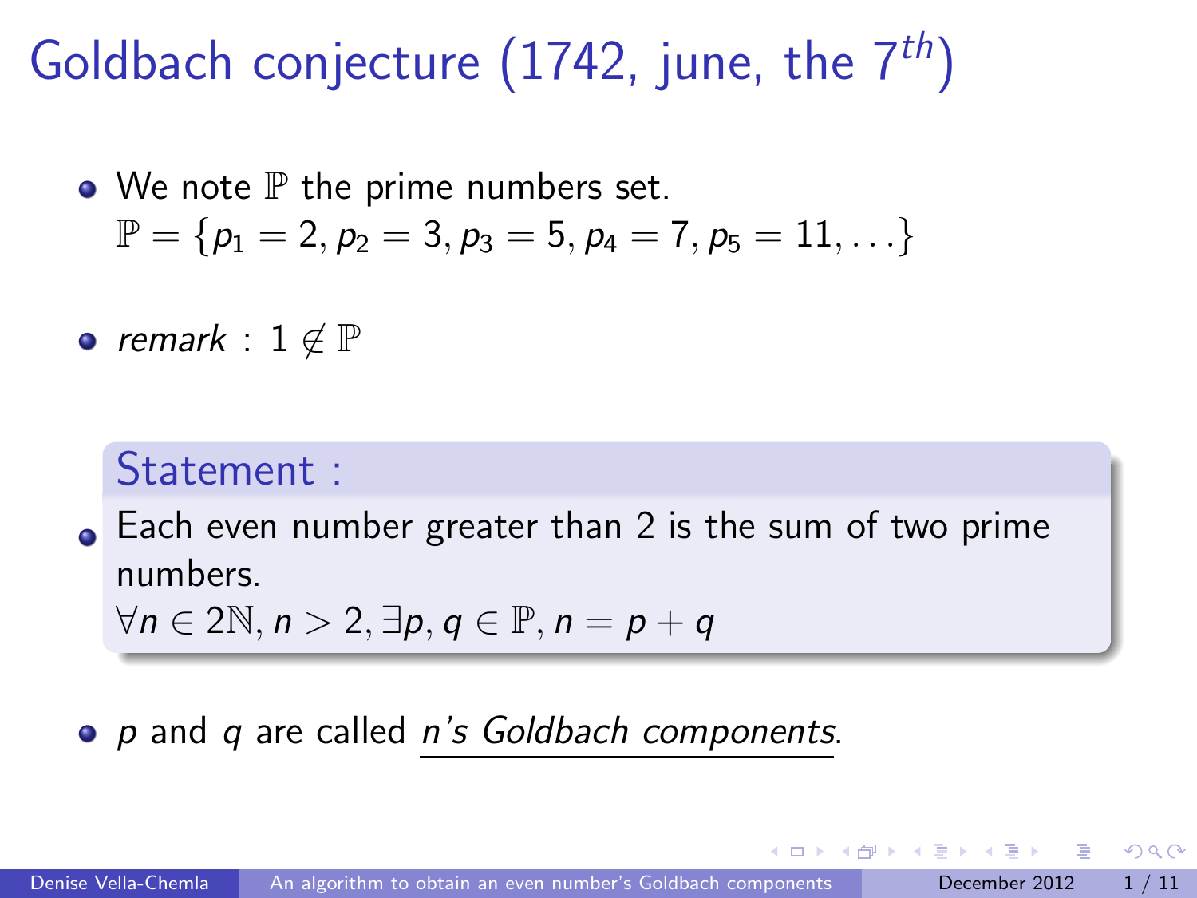# Goldbach conjecture (1742, june, the $7^{th}$)

- We note $\mathbb{P}$ the prime numbers set.
  $\mathbb{P} = \{p_1 = 2, p_2 = 3, p_3 = 5, p_4 = 7, p_5 = 11, \ldots\}$

- *remark* : $1 \notin \mathbb{P}$

**Statement :**

- Each even number greater than 2 is the sum of two prime numbers.
  $\forall n \in 2\mathbb{N}, n > 2, \exists p, q \in \mathbb{P}, n = p + q$

- $p$ and $q$ are called *n's Goldbach components*.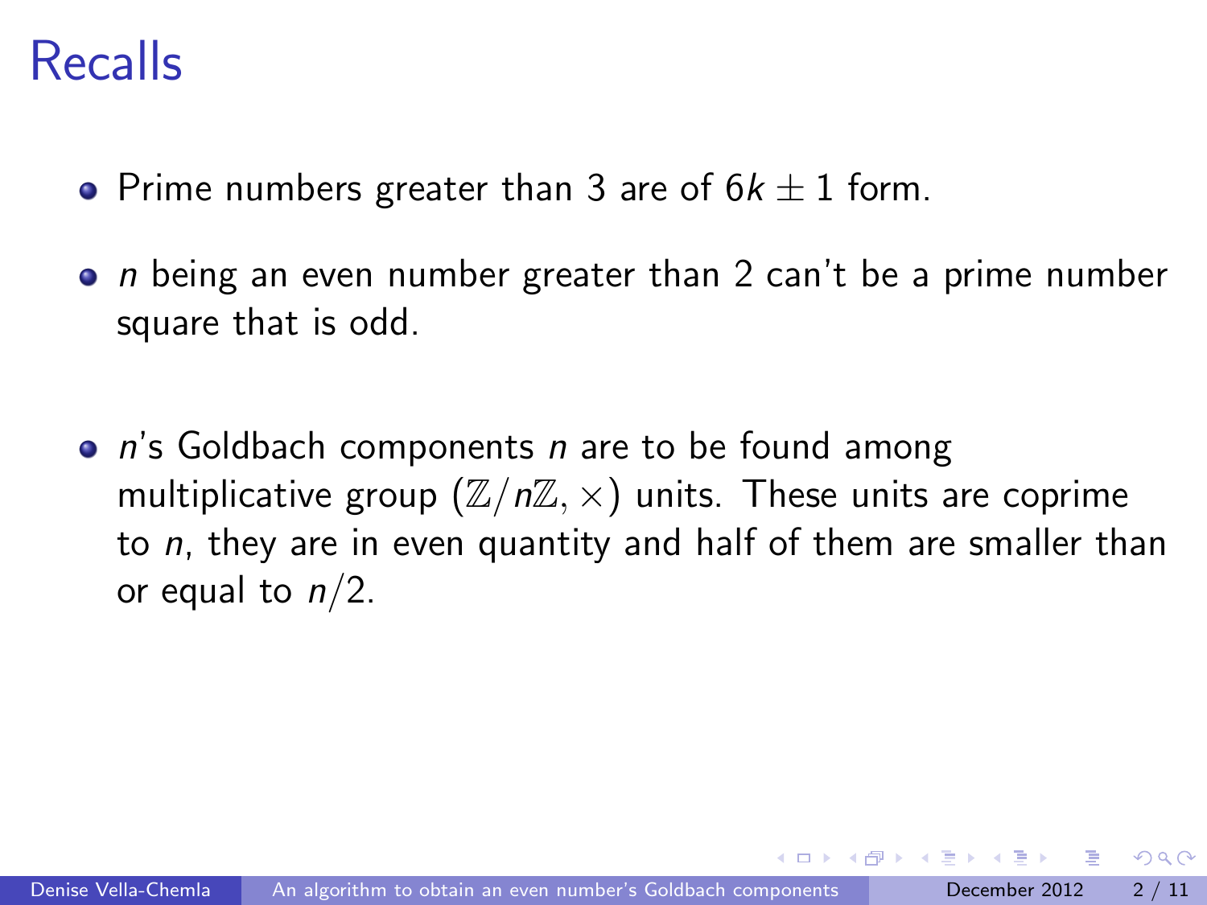# Recalls

- Prime numbers greater than 3 are of $6k \pm 1$ form.
- $n$ being an even number greater than 2 can't be a prime number square that is odd.
- $n$'s Goldbach components $n$ are to be found among multiplicative group $(\mathbb{Z}/n\mathbb{Z}, \times)$ units. These units are coprime to $n$, they are in even quantity and half of them are smaller than or equal to $n/2$.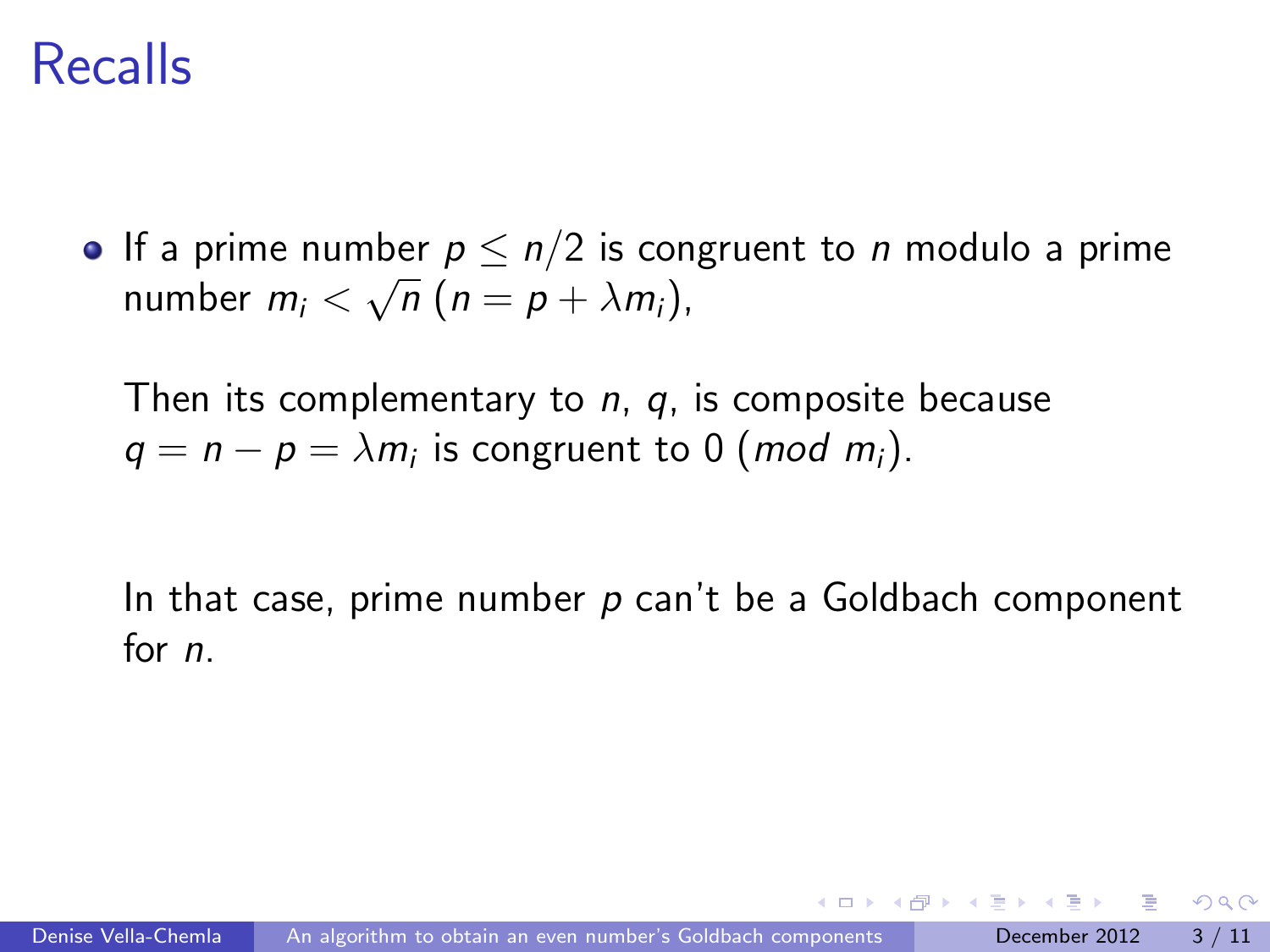# Recalls

- If a prime number $p \leq n/2$ is congruent to $n$ modulo a prime number $m_i < \sqrt{n}$ $(n = p + \lambda m_i)$,

  Then its complementary to $n$, $q$, is composite because $q = n - p = \lambda m_i$ is congruent to $0$ $(mod\ m_i)$.

  In that case, prime number $p$ can't be a Goldbach component for $n$.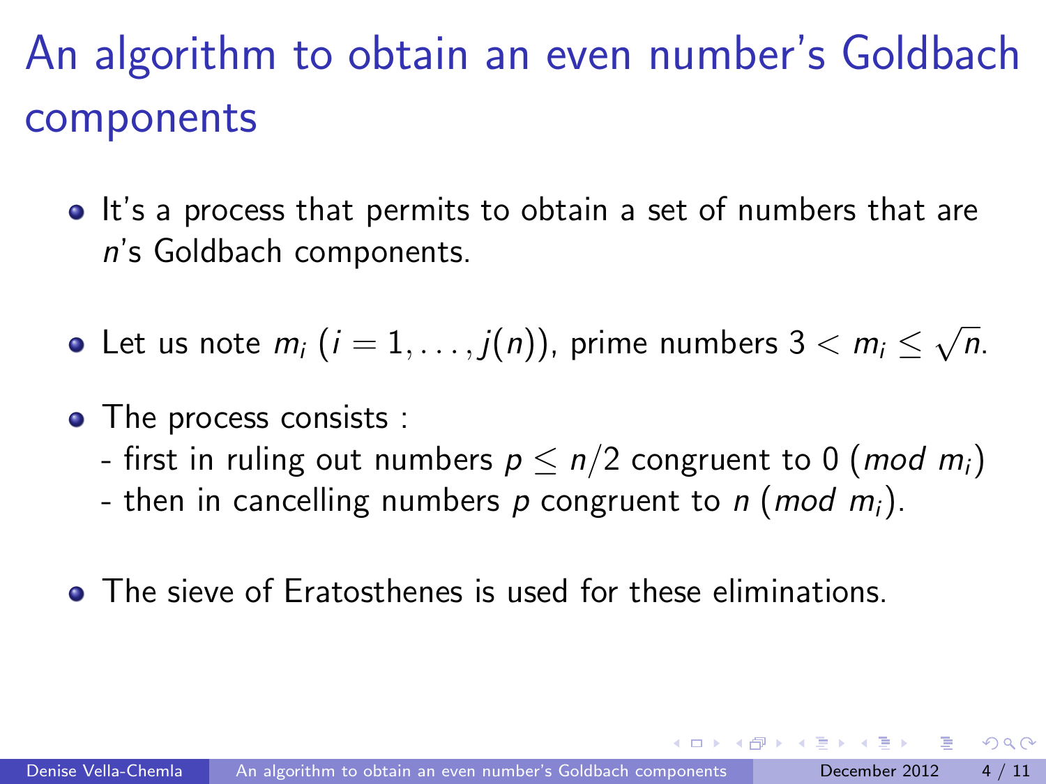# An algorithm to obtain an even number's Goldbach components

- It's a process that permits to obtain a set of numbers that are $n$'s Goldbach components.
- Let us note $m_i$ $(i = 1, \ldots, j(n))$, prime numbers $3 < m_i \leq \sqrt{n}$.
- The process consists :
  - first in ruling out numbers $p \leq n/2$ congruent to 0 $(mod\ m_i)$
  - then in cancelling numbers $p$ congruent to $n$ $(mod\ m_i)$.
- The sieve of Eratosthenes is used for these eliminations.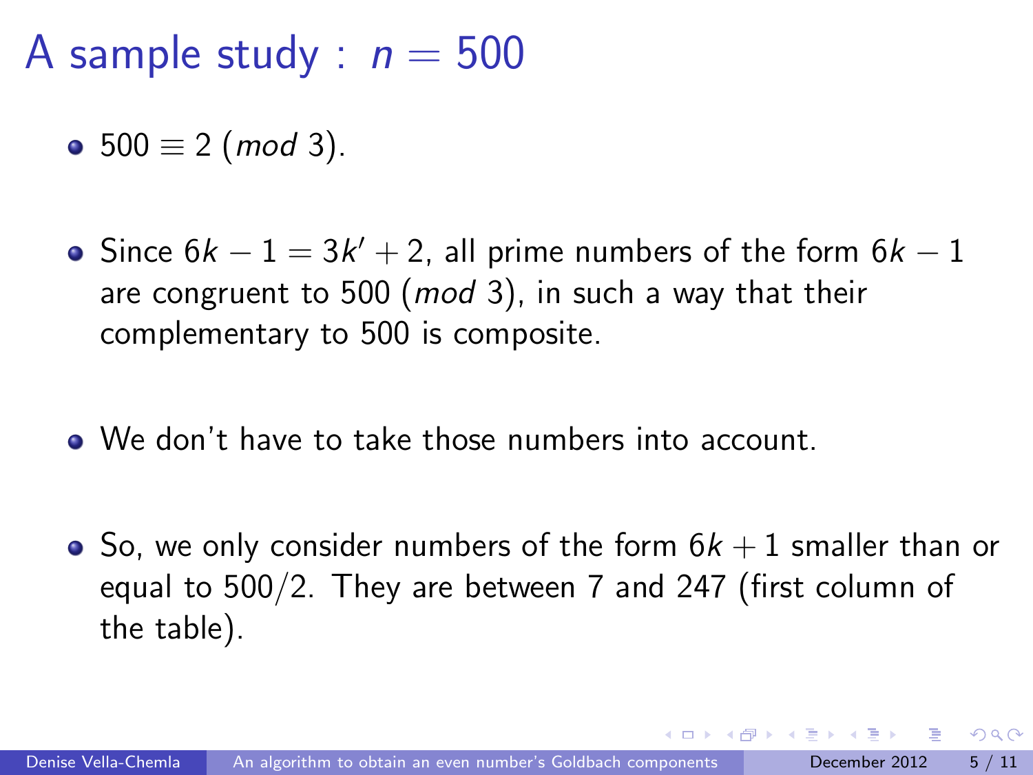# A sample study : $n = 500$

- $500 \equiv 2 \ (mod\ 3)$.
- Since $6k - 1 = 3k' + 2$, all prime numbers of the form $6k - 1$ are congruent to 500 $(mod\ 3)$, in such a way that their complementary to 500 is composite.
- We don't have to take those numbers into account.
- So, we only consider numbers of the form $6k + 1$ smaller than or equal to $500/2$. They are between 7 and 247 (first column of the table).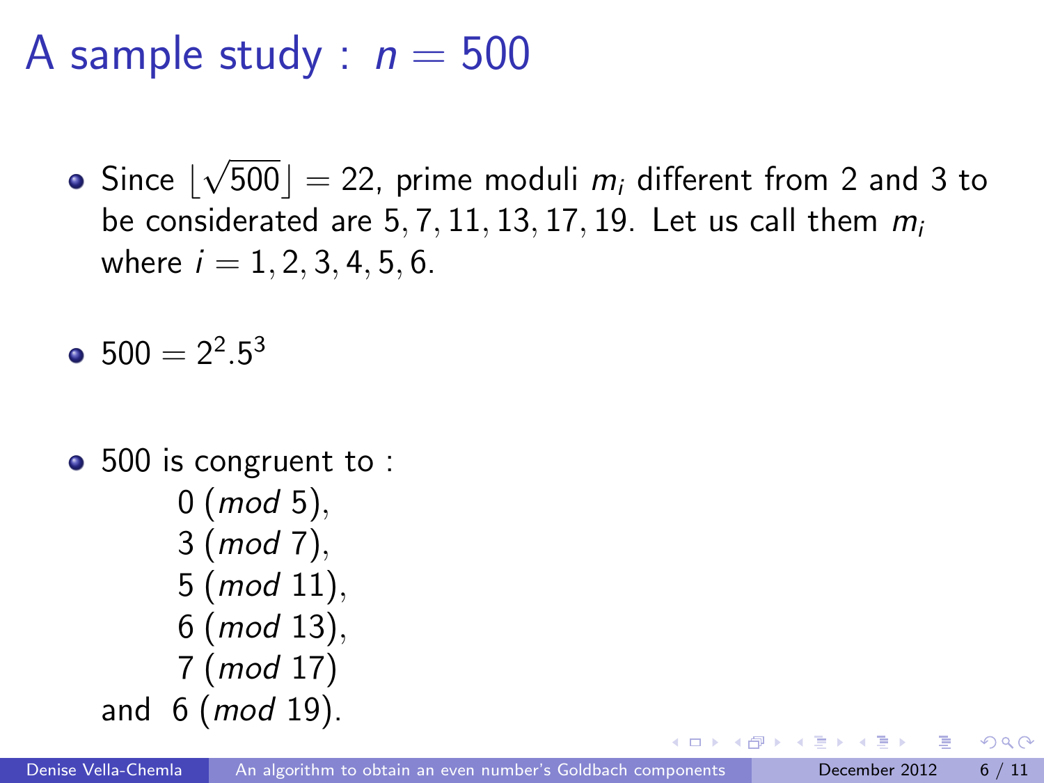# A sample study : $n = 500$

- Since $\lfloor \sqrt{500} \rfloor = 22$, prime moduli $m_i$ different from 2 and 3 to be considerated are $5, 7, 11, 13, 17, 19$. Let us call them $m_i$ where $i = 1, 2, 3, 4, 5, 6$.

- $500 = 2^2.5^3$

- 500 is congruent to :

  $0 \ (mod\ 5)$,
  $3 \ (mod\ 7)$,
  $5 \ (mod\ 11)$,
  $6 \ (mod\ 13)$,
  $7 \ (mod\ 17)$
  and $6 \ (mod\ 19)$.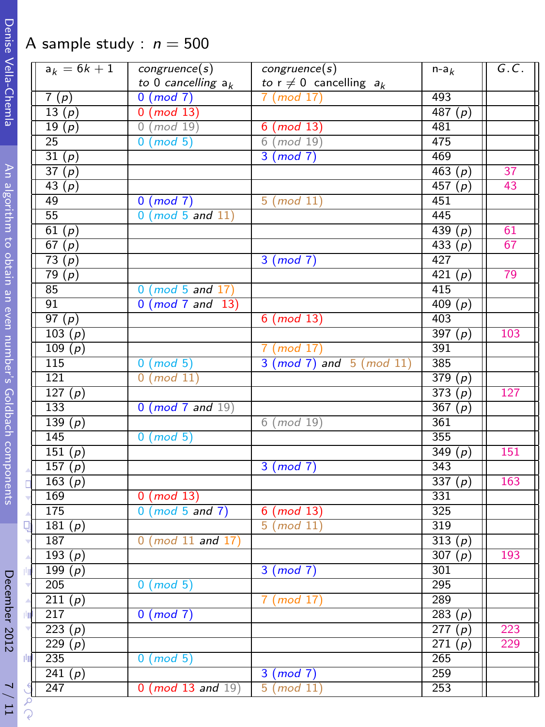# A sample study : $n = 500$

| $a_k = 6k+1$ | congruence(s) to 0 cancelling $a_k$ | congruence(s) to $r \neq 0$ cancelling $a_k$ | n-$a_k$ | G.C. |
|---|---|---|---|---|
| 7 (p) | 0 (mod 7) | 7 (mod 17) | 493 | |
| 13 (p) | 0 (mod 13) | | 487 (p) | |
| 19 (p) | 0 (mod 19) | 6 (mod 13) | 481 | |
| 25 | 0 (mod 5) | 6 (mod 19) | 475 | |
| 31 (p) | | 3 (mod 7) | 469 | |
| 37 (p) | | | 463 (p) | 37 |
| 43 (p) | | | 457 (p) | 43 |
| 49 | 0 (mod 7) | 5 (mod 11) | 451 | |
| 55 | 0 (mod 5 and 11) | | 445 | |
| 61 (p) | | | 439 (p) | 61 |
| 67 (p) | | | 433 (p) | 67 |
| 73 (p) | | 3 (mod 7) | 427 | |
| 79 (p) | | | 421 (p) | 79 |
| 85 | 0 (mod 5 and 17) | | 415 | |
| 91 | 0 (mod 7 and 13) | | 409 (p) | |
| 97 (p) | | 6 (mod 13) | 403 | |
| 103 (p) | | | 397 (p) | 103 |
| 109 (p) | | 7 (mod 17) | 391 | |
| 115 | 0 (mod 5) | 3 (mod 7) and 5 (mod 11) | 385 | |
| 121 | 0 (mod 11) | | 379 (p) | |
| 127 (p) | | | 373 (p) | 127 |
| 133 | 0 (mod 7 and 19) | | 367 (p) | |
| 139 (p) | | 6 (mod 19) | 361 | |
| 145 | 0 (mod 5) | | 355 | |
| 151 (p) | | | 349 (p) | 151 |
| 157 (p) | | 3 (mod 7) | 343 | |
| 163 (p) | | | 337 (p) | 163 |
| 169 | 0 (mod 13) | | 331 | |
| 175 | 0 (mod 5 and 7) | 6 (mod 13) | 325 | |
| 181 (p) | | 5 (mod 11) | 319 | |
| 187 | 0 (mod 11 and 17) | | 313 (p) | |
| 193 (p) | | | 307 (p) | 193 |
| 199 (p) | | 3 (mod 7) | 301 | |
| 205 | 0 (mod 5) | | 295 | |
| 211 (p) | | 7 (mod 17) | 289 | |
| 217 | 0 (mod 7) | | 283 (p) | |
| 223 (p) | | | 277 (p) | 223 |
| 229 (p) | | | 271 (p) | 229 |
| 235 | 0 (mod 5) | | 265 | |
| 241 (p) | | 3 (mod 7) | 259 | |
| 247 | 0 (mod 13 and 19) | 5 (mod 11) | 253 | |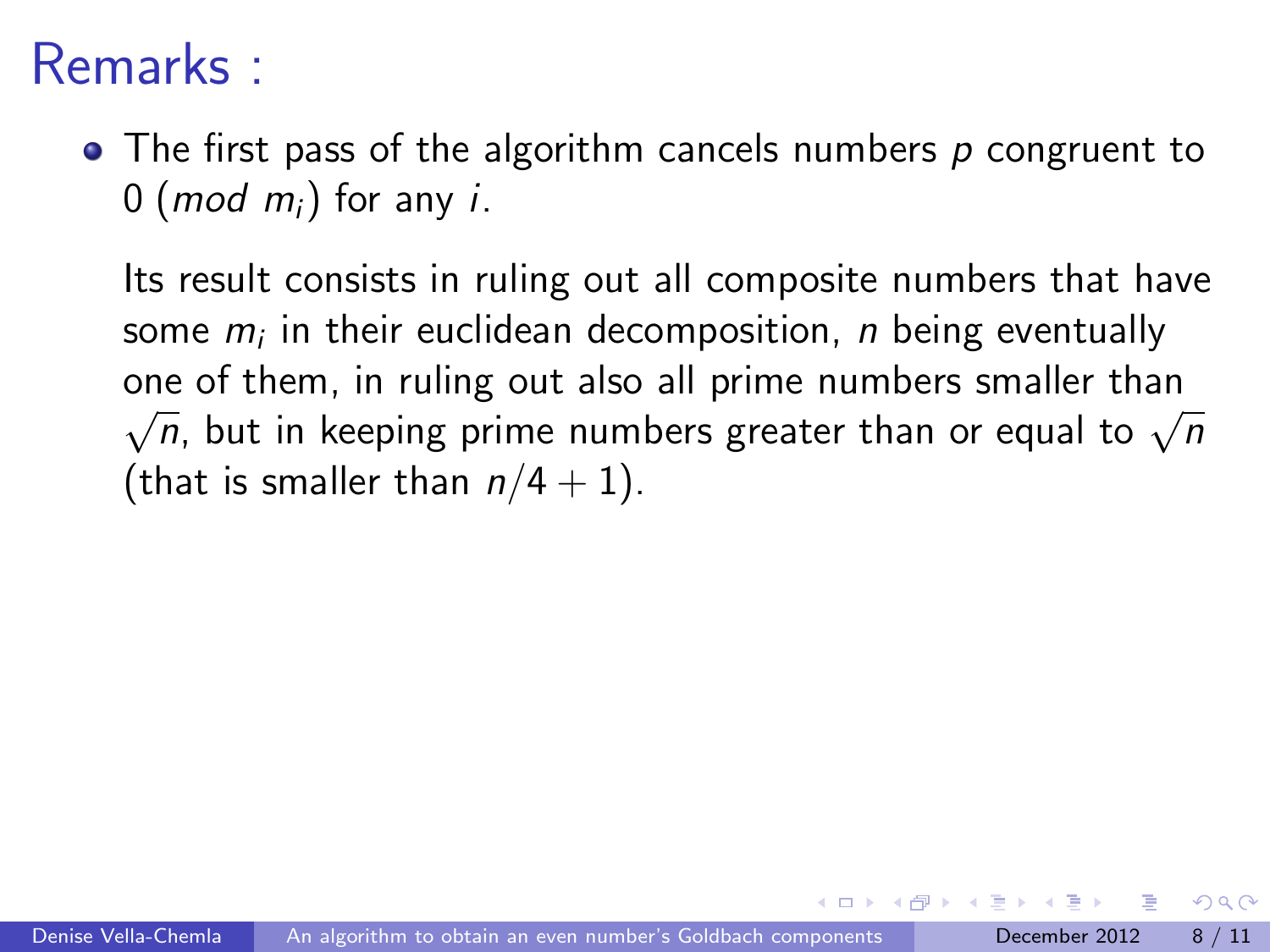# Remarks :

- The first pass of the algorithm cancels numbers $p$ congruent to $0$ $(mod\ m_i)$ for any $i$.

  Its result consists in ruling out all composite numbers that have some $m_i$ in their euclidean decomposition, $n$ being eventually one of them, in ruling out also all prime numbers smaller than $\sqrt{n}$, but in keeping prime numbers greater than or equal to $\sqrt{n}$ (that is smaller than $n/4+1$).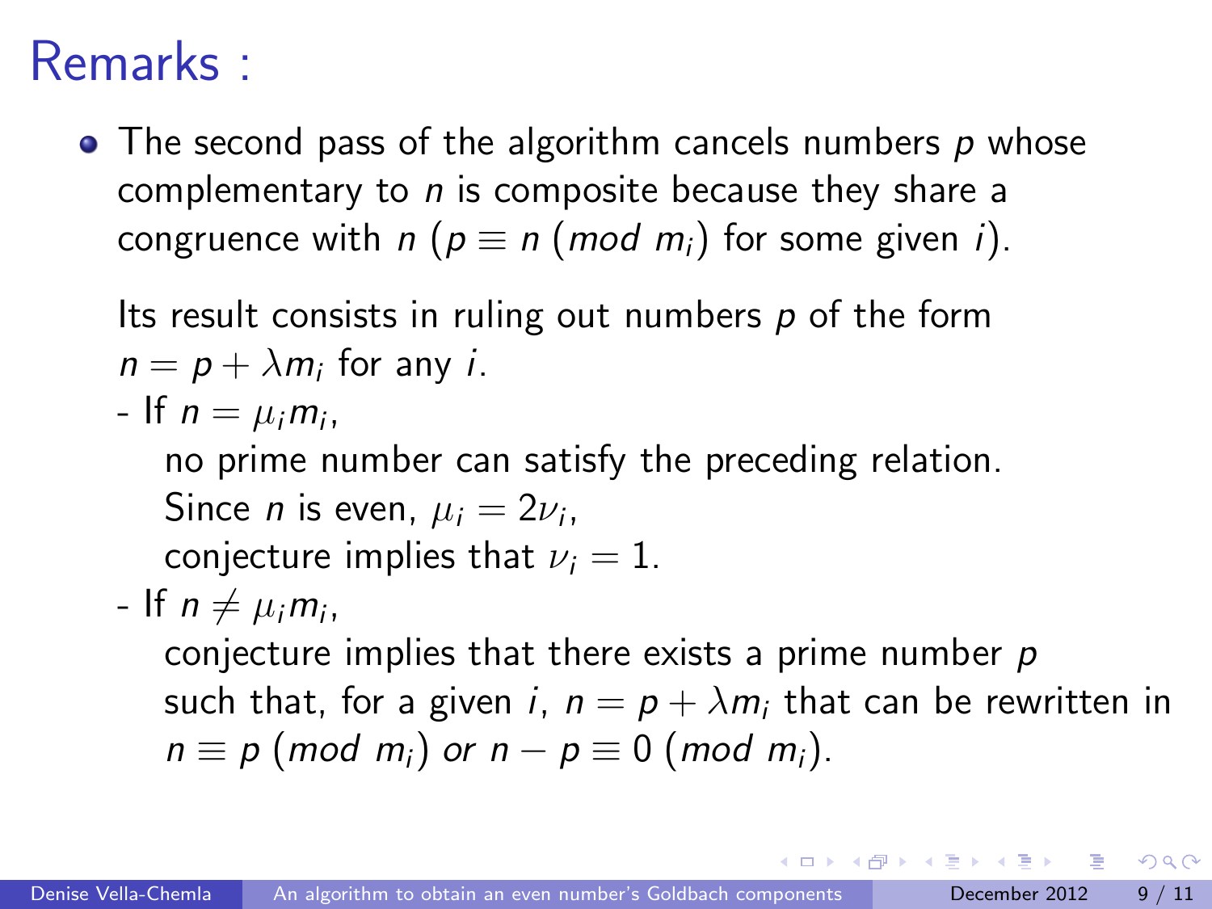# Remarks :

- The second pass of the algorithm cancels numbers $p$ whose complementary to $n$ is composite because they share a congruence with $n$ ($p \equiv n \pmod{m_i}$ for some given $i$).

  Its result consists in ruling out numbers $p$ of the form $n = p + \lambda m_i$ for any $i$.

  - If $n = \mu_i m_i$,
    no prime number can satisfy the preceding relation.
    Since $n$ is even, $\mu_i = 2\nu_i$,
    conjecture implies that $\nu_i = 1$.
  - If $n \neq \mu_i m_i$,
    conjecture implies that there exists a prime number $p$ such that, for a given $i$, $n = p + \lambda m_i$ that can be rewritten in $n \equiv p \pmod{m_i}$ *or* $n - p \equiv 0 \pmod{m_i}$.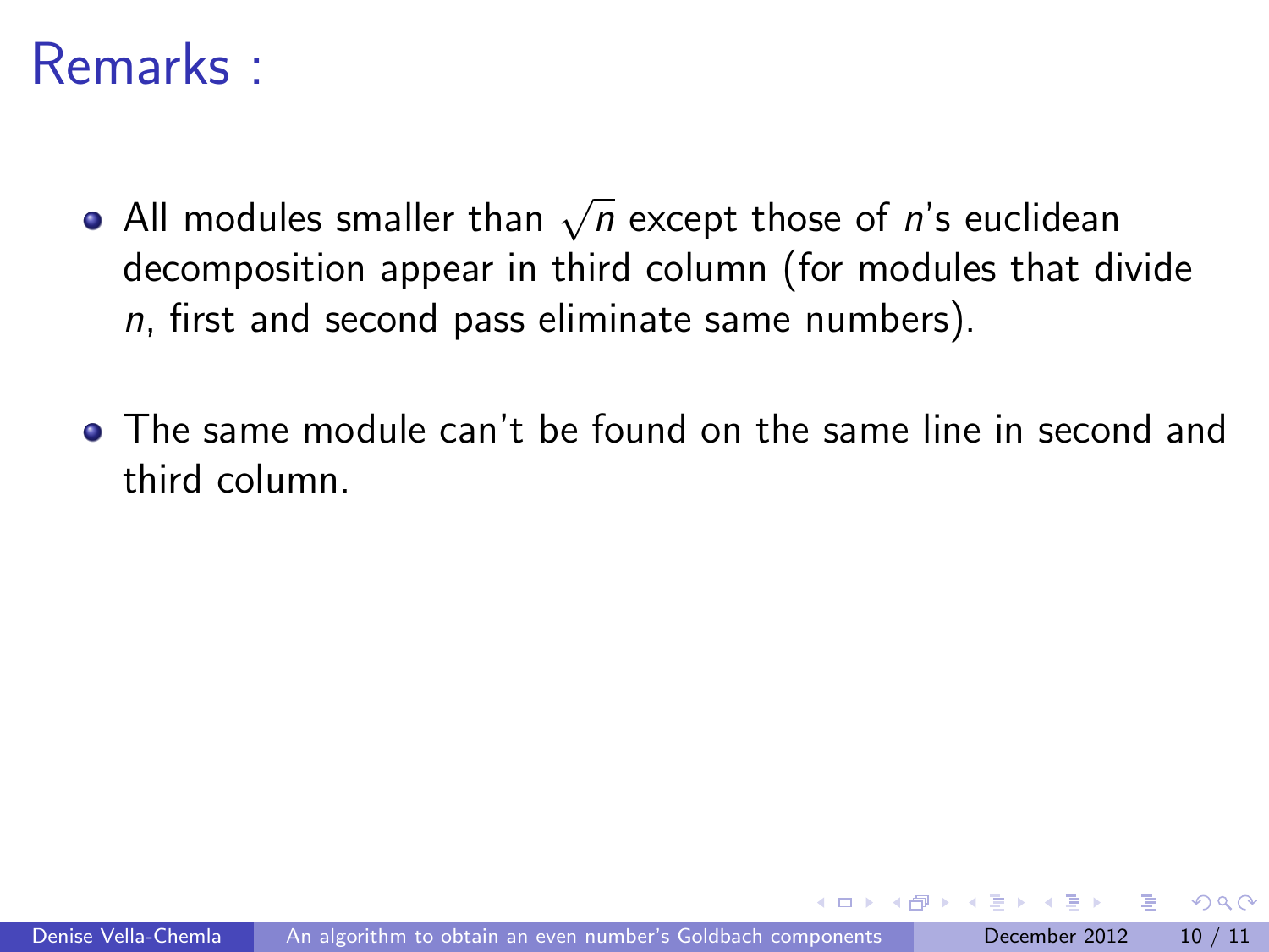# Remarks :

- All modules smaller than $\sqrt{n}$ except those of $n$'s euclidean decomposition appear in third column (for modules that divide $n$, first and second pass eliminate same numbers).

- The same module can't be found on the same line in second and third column.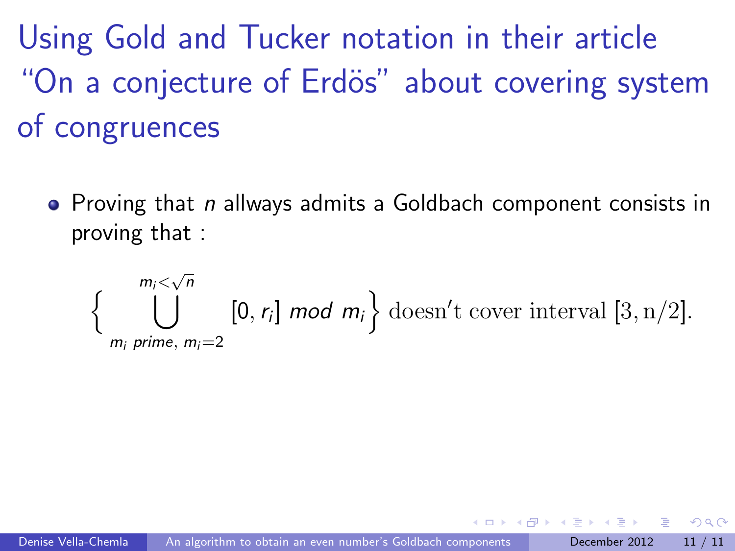# Using Gold and Tucker notation in their article "On a conjecture of Erdös" about covering system of congruences

- Proving that *n* allways admits a Goldbach component consists in proving that :

$$\left\{ \bigcup_{m_i \text{ prime},\ m_i=2}^{m_i<\sqrt{n}} [0, r_i] \text{ mod } m_i \right\} \text{doesn't cover interval } [3, n/2].$$